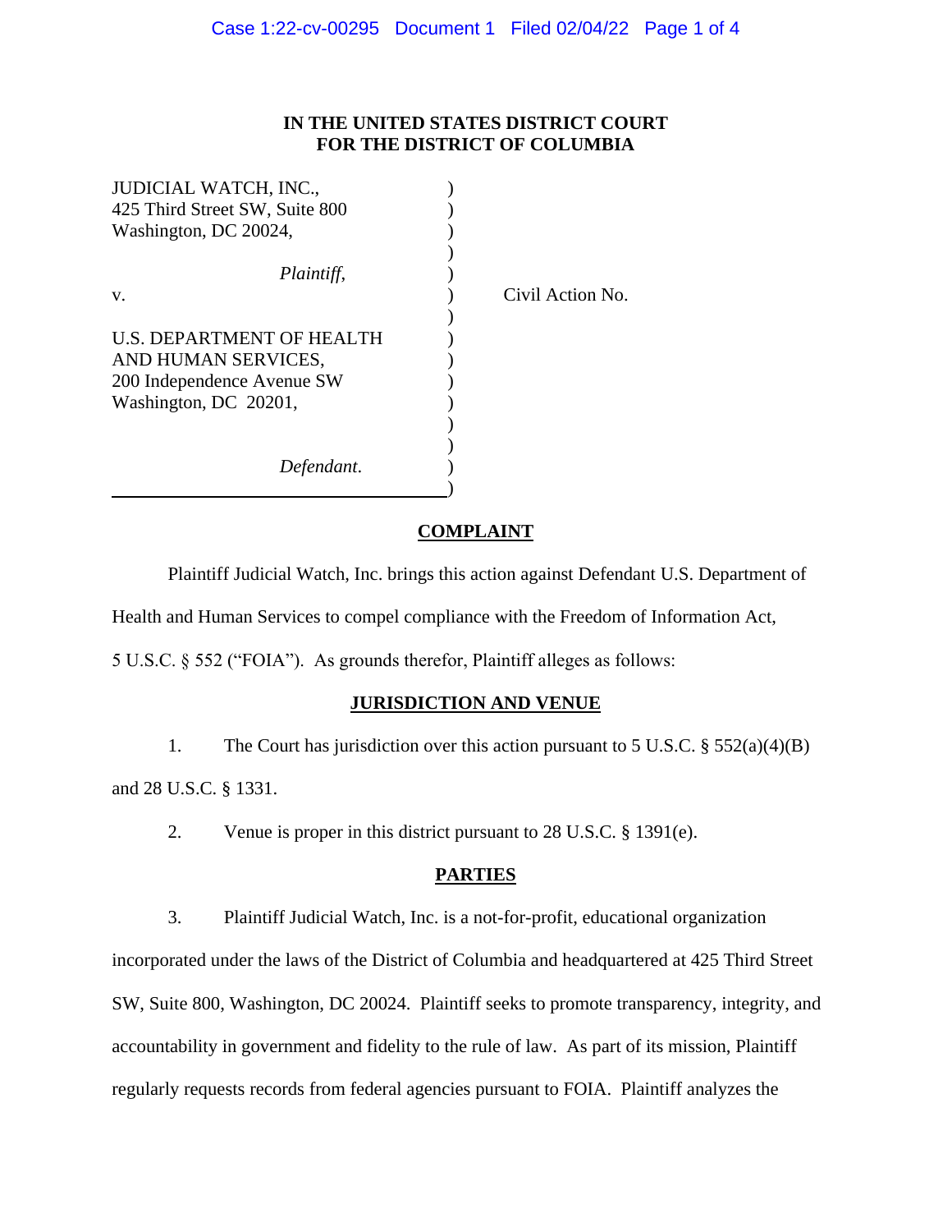**IN THE UNITED STATES DISTRICT COURT**
**FOR THE DISTRICT OF COLUMBIA**

JUDICIAL WATCH, INC.,
425 Third Street SW, Suite 800
Washington, DC 20024,

*Plaintiff*,

v.

Civil Action No.

U.S. DEPARTMENT OF HEALTH AND HUMAN SERVICES,
200 Independence Avenue SW
Washington, DC 20201,

*Defendant*.

## COMPLAINT

Plaintiff Judicial Watch, Inc. brings this action against Defendant U.S. Department of Health and Human Services to compel compliance with the Freedom of Information Act, 5 U.S.C. § 552 ("FOIA"). As grounds therefor, Plaintiff alleges as follows:

## JURISDICTION AND VENUE

1. The Court has jurisdiction over this action pursuant to 5 U.S.C. § 552(a)(4)(B) and 28 U.S.C. § 1331.

2. Venue is proper in this district pursuant to 28 U.S.C. § 1391(e).

## PARTIES

3. Plaintiff Judicial Watch, Inc. is a not-for-profit, educational organization incorporated under the laws of the District of Columbia and headquartered at 425 Third Street SW, Suite 800, Washington, DC 20024. Plaintiff seeks to promote transparency, integrity, and accountability in government and fidelity to the rule of law. As part of its mission, Plaintiff regularly requests records from federal agencies pursuant to FOIA. Plaintiff analyzes the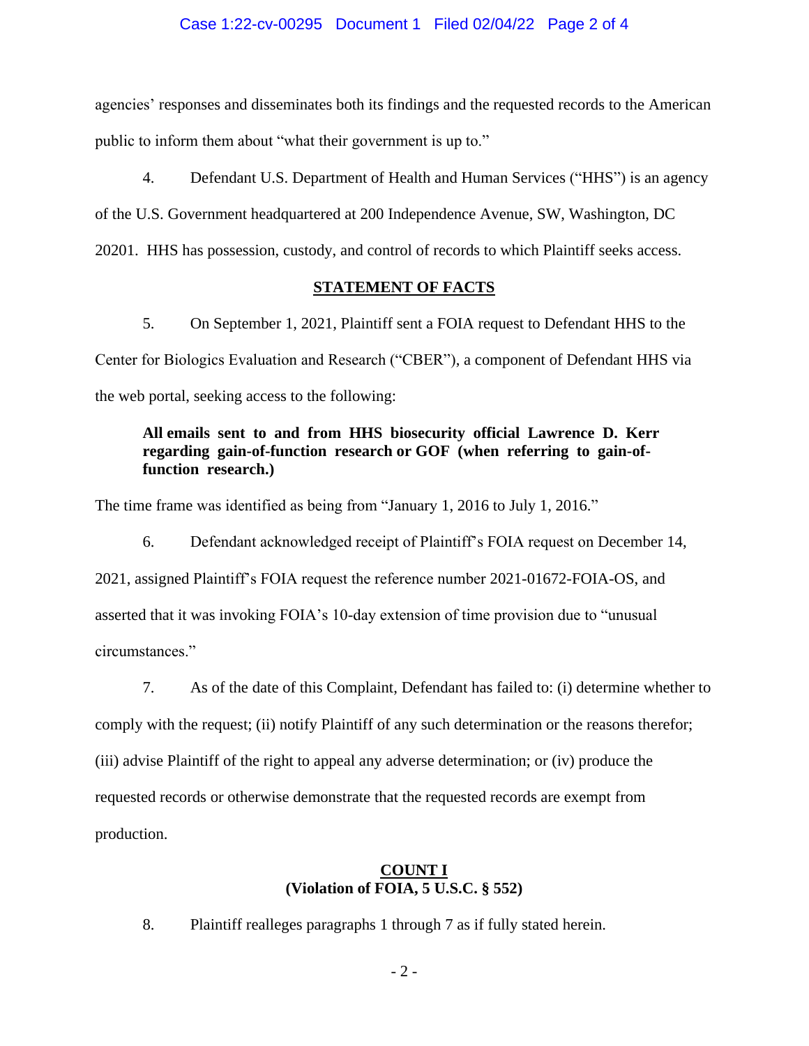agencies' responses and disseminates both its findings and the requested records to the American public to inform them about "what their government is up to."

4. Defendant U.S. Department of Health and Human Services ("HHS") is an agency of the U.S. Government headquartered at 200 Independence Avenue, SW, Washington, DC 20201. HHS has possession, custody, and control of records to which Plaintiff seeks access.

## STATEMENT OF FACTS

5. On September 1, 2021, Plaintiff sent a FOIA request to Defendant HHS to the Center for Biologics Evaluation and Research ("CBER"), a component of Defendant HHS via the web portal, seeking access to the following:

> **All emails sent to and from HHS biosecurity official Lawrence D. Kerr regarding gain-of-function research or GOF (when referring to gain-of-function research.)**

The time frame was identified as being from "January 1, 2016 to July 1, 2016."

6. Defendant acknowledged receipt of Plaintiff's FOIA request on December 14, 2021, assigned Plaintiff's FOIA request the reference number 2021-01672-FOIA-OS, and asserted that it was invoking FOIA's 10-day extension of time provision due to "unusual circumstances."

7. As of the date of this Complaint, Defendant has failed to: (i) determine whether to comply with the request; (ii) notify Plaintiff of any such determination or the reasons therefor; (iii) advise Plaintiff of the right to appeal any adverse determination; or (iv) produce the requested records or otherwise demonstrate that the requested records are exempt from production.

## COUNT I
### (Violation of FOIA, 5 U.S.C. § 552)

8. Plaintiff realleges paragraphs 1 through 7 as if fully stated herein.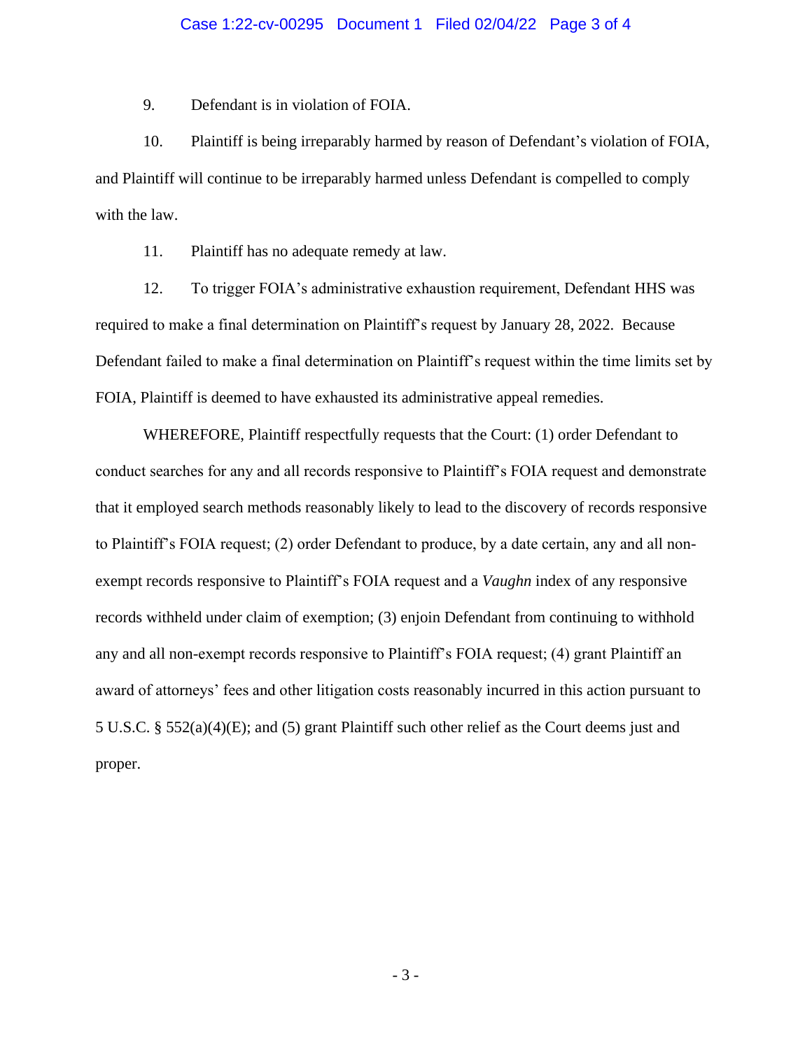9. Defendant is in violation of FOIA.

10. Plaintiff is being irreparably harmed by reason of Defendant's violation of FOIA, and Plaintiff will continue to be irreparably harmed unless Defendant is compelled to comply with the law.

11. Plaintiff has no adequate remedy at law.

12. To trigger FOIA's administrative exhaustion requirement, Defendant HHS was required to make a final determination on Plaintiff's request by January 28, 2022. Because Defendant failed to make a final determination on Plaintiff's request within the time limits set by FOIA, Plaintiff is deemed to have exhausted its administrative appeal remedies.

WHEREFORE, Plaintiff respectfully requests that the Court: (1) order Defendant to conduct searches for any and all records responsive to Plaintiff's FOIA request and demonstrate that it employed search methods reasonably likely to lead to the discovery of records responsive to Plaintiff's FOIA request; (2) order Defendant to produce, by a date certain, any and all non-exempt records responsive to Plaintiff's FOIA request and a *Vaughn* index of any responsive records withheld under claim of exemption; (3) enjoin Defendant from continuing to withhold any and all non-exempt records responsive to Plaintiff's FOIA request; (4) grant Plaintiff an award of attorneys' fees and other litigation costs reasonably incurred in this action pursuant to 5 U.S.C. § 552(a)(4)(E); and (5) grant Plaintiff such other relief as the Court deems just and proper.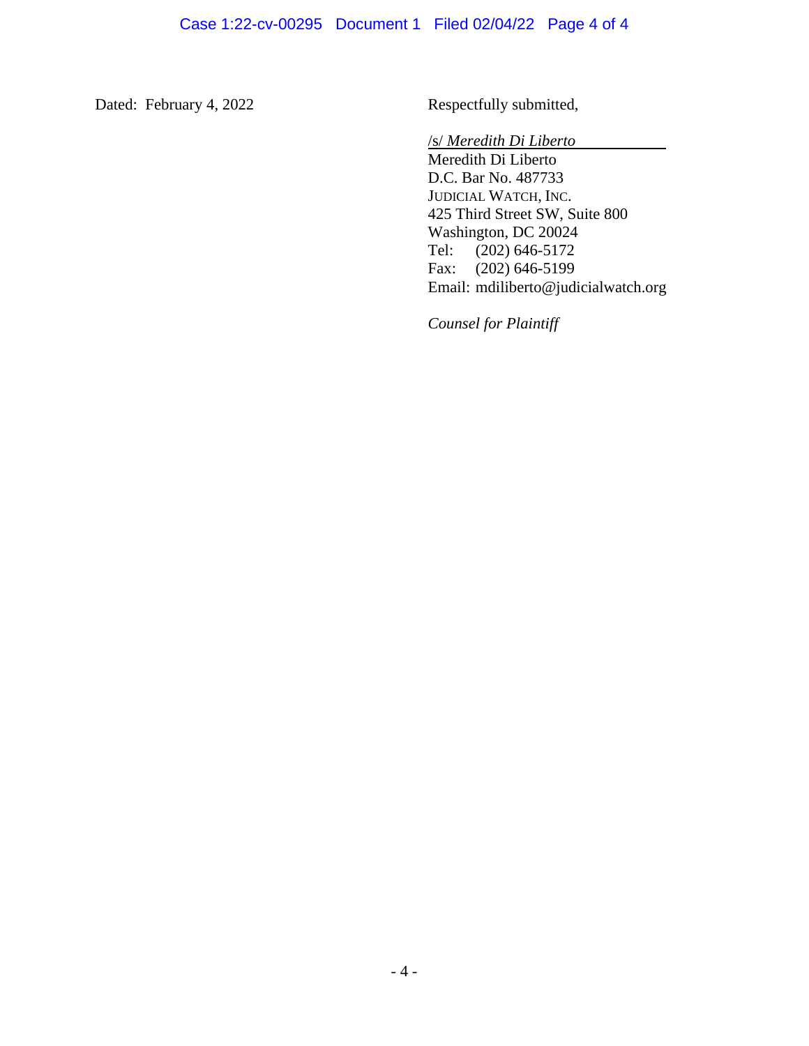Dated: February 4, 2022

Respectfully submitted,

/s/ *Meredith Di Liberto*
Meredith Di Liberto
D.C. Bar No. 487733
JUDICIAL WATCH, INC.
425 Third Street SW, Suite 800
Washington, DC 20024
Tel: (202) 646-5172
Fax: (202) 646-5199
Email: mdiliberto@judicialwatch.org

*Counsel for Plaintiff*